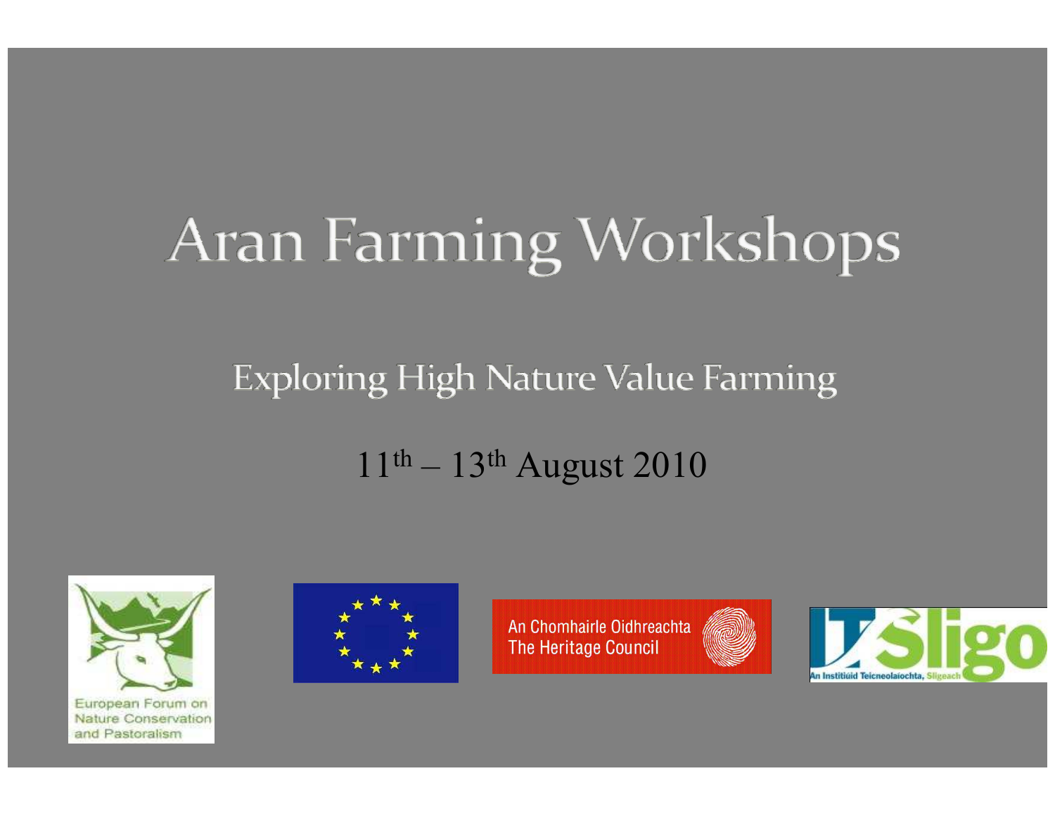# Aran Farming Workshops

## Exploring High Nature Value Farming

11th – 13th August 2010

European Forum on Nature Conservation and Pastoralism

An Chomhairle Oidhreachta
The Heritage Council

IT Sligo
An Institiúid Teicneolaíochta, Sligeach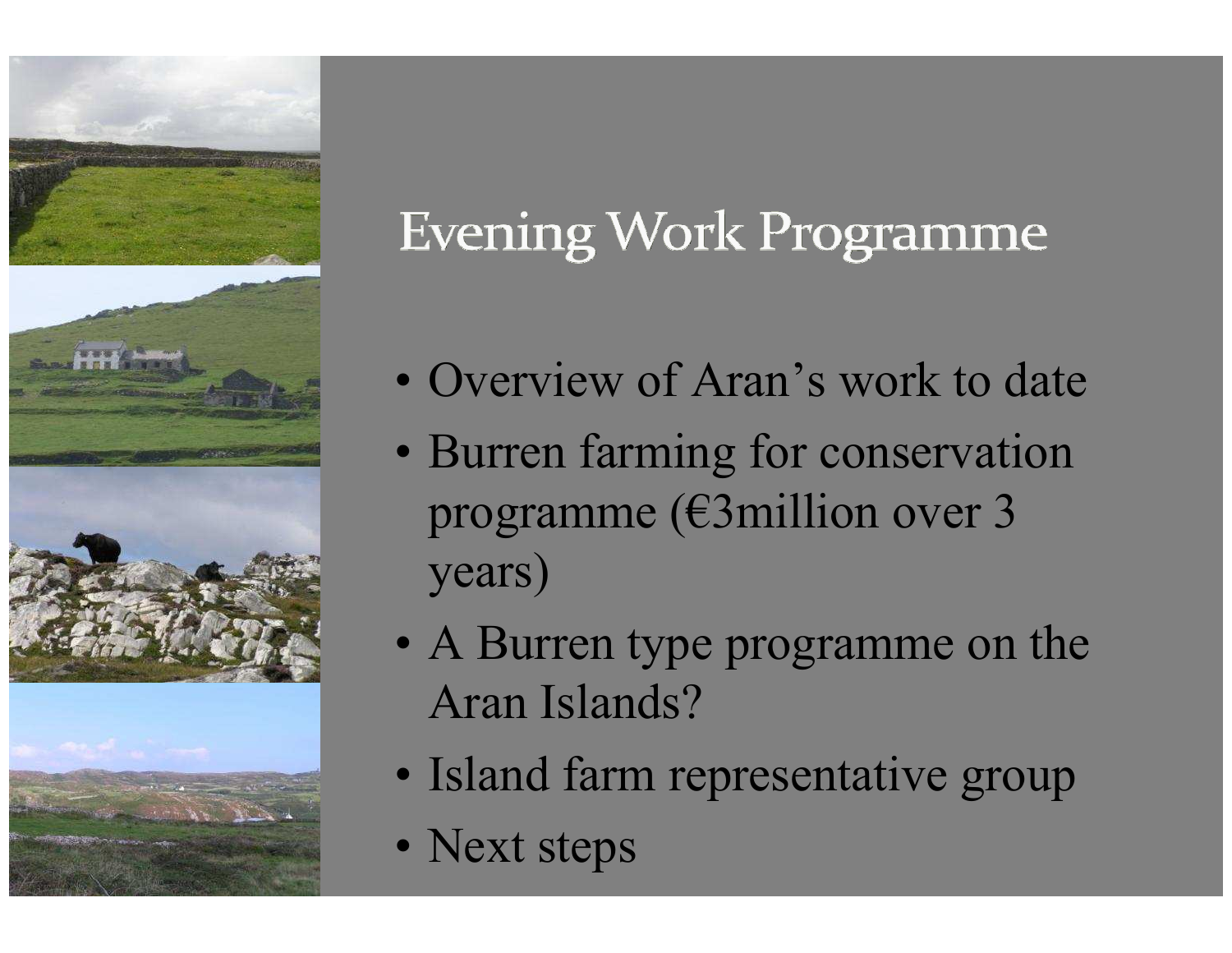# Evening Work Programme

- Overview of Aran's work to date
- Burren farming for conservation programme (€3million over 3 years)
- A Burren type programme on the Aran Islands?
- Island farm representative group
- Next steps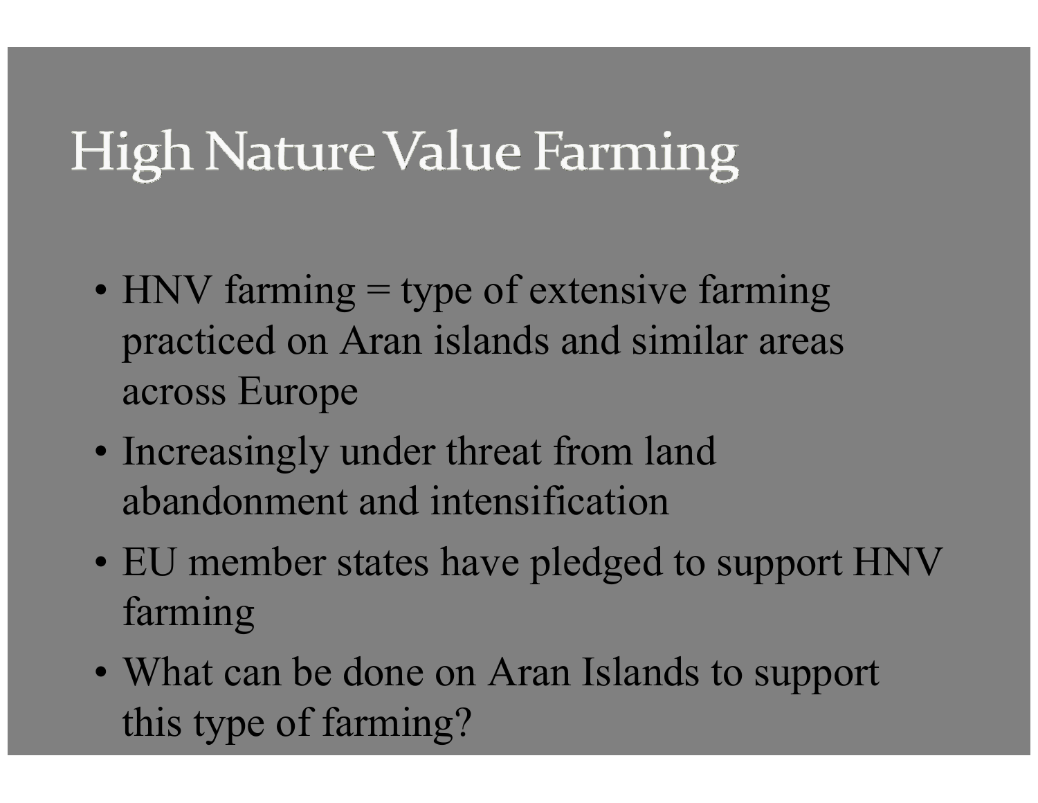# High Nature Value Farming

- HNV farming = type of extensive farming practiced on Aran islands and similar areas across Europe
- Increasingly under threat from land abandonment and intensification
- EU member states have pledged to support HNV farming
- What can be done on Aran Islands to support this type of farming?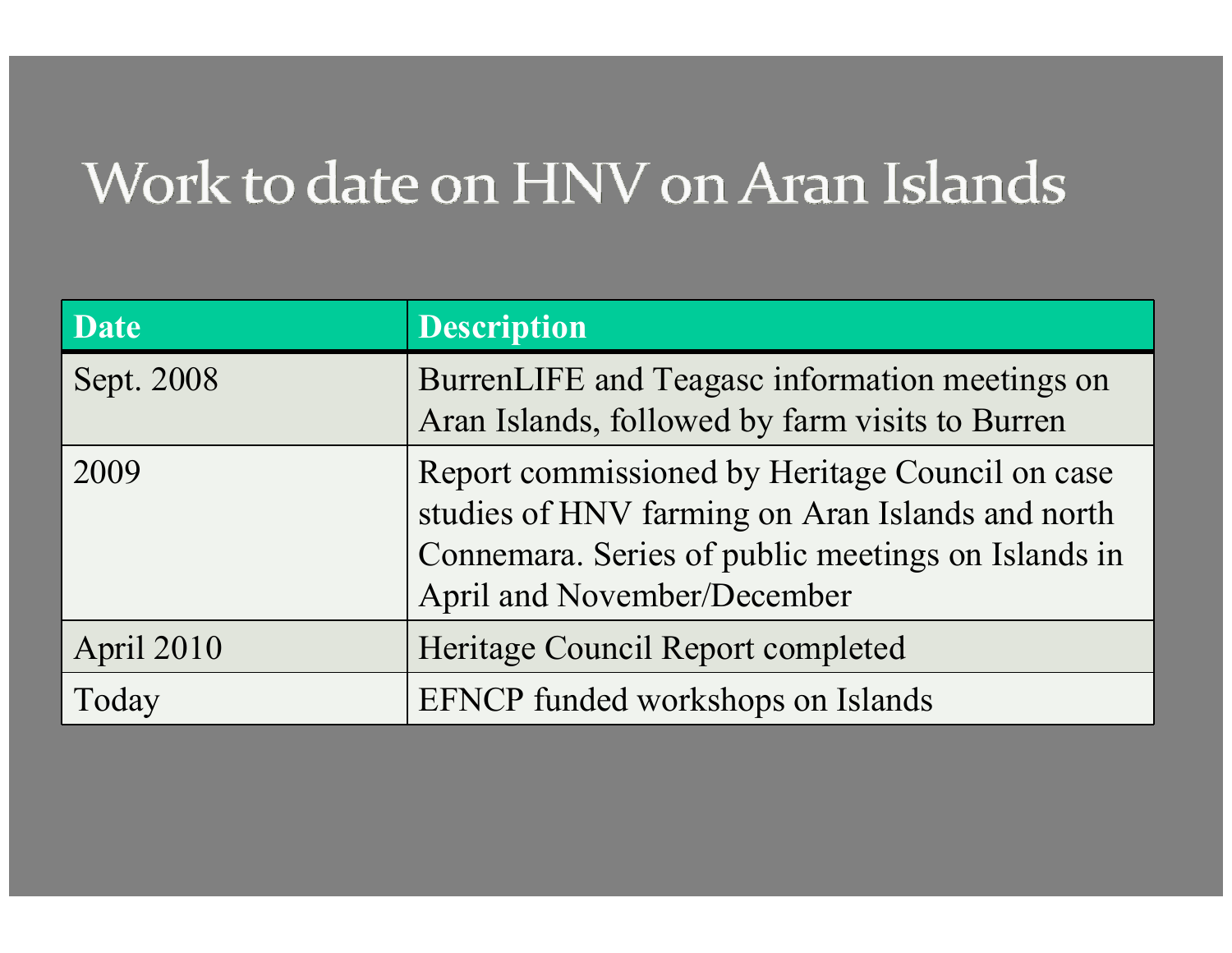# Work to date on HNV on Aran Islands

| Date | Description |
|---|---|
| Sept. 2008 | BurrenLIFE and Teagasc information meetings on Aran Islands, followed by farm visits to Burren |
| 2009 | Report commissioned by Heritage Council on case studies of HNV farming on Aran Islands and north Connemara. Series of public meetings on Islands in April and November/December |
| April 2010 | Heritage Council Report completed |
| Today | EFNCP funded workshops on Islands |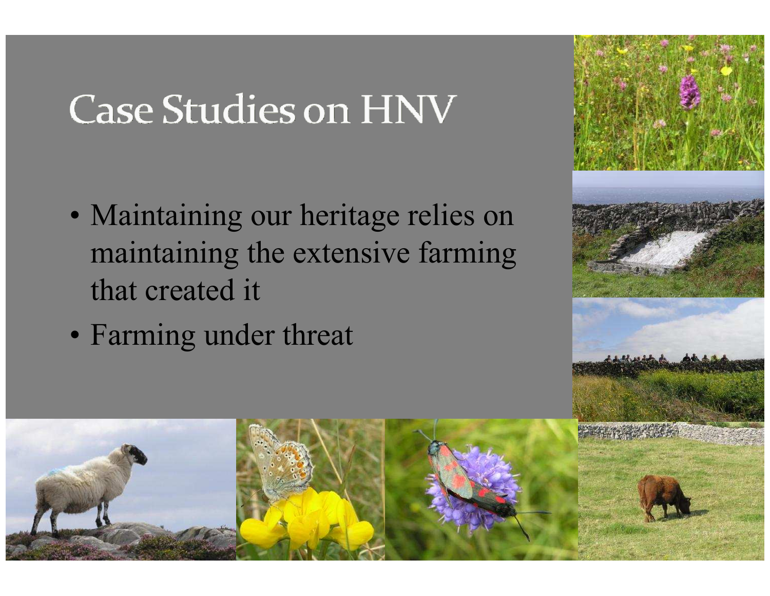# Case Studies on HNV

- Maintaining our heritage relies on maintaining the extensive farming that created it
- Farming under threat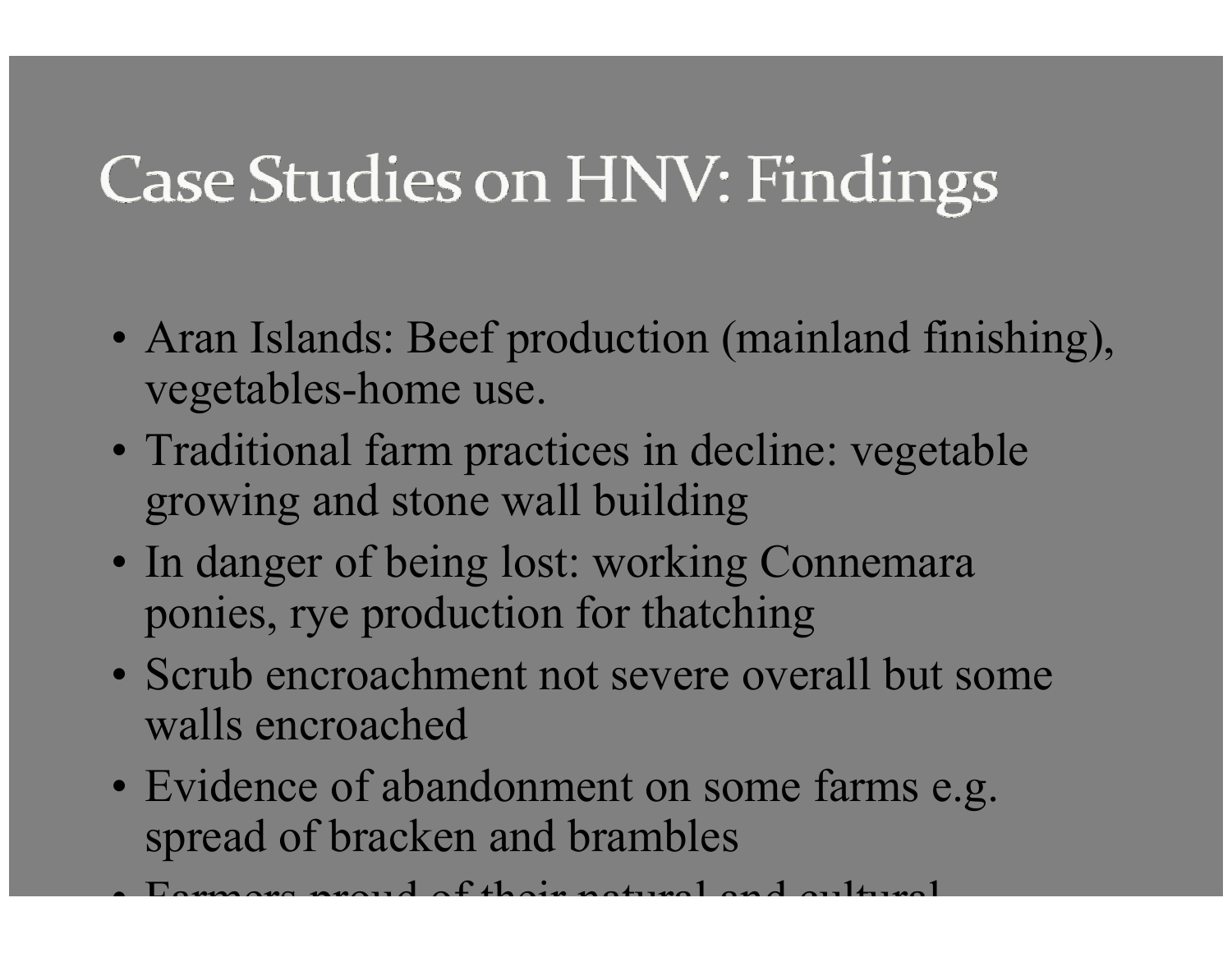# Case Studies on HNV: Findings

- Aran Islands: Beef production (mainland finishing), vegetables-home use.
- Traditional farm practices in decline: vegetable growing and stone wall building
- In danger of being lost: working Connemara ponies, rye production for thatching
- Scrub encroachment not severe overall but some walls encroached
- Evidence of abandonment on some farms e.g. spread of bracken and brambles
- Farmers proud of their natural and cultural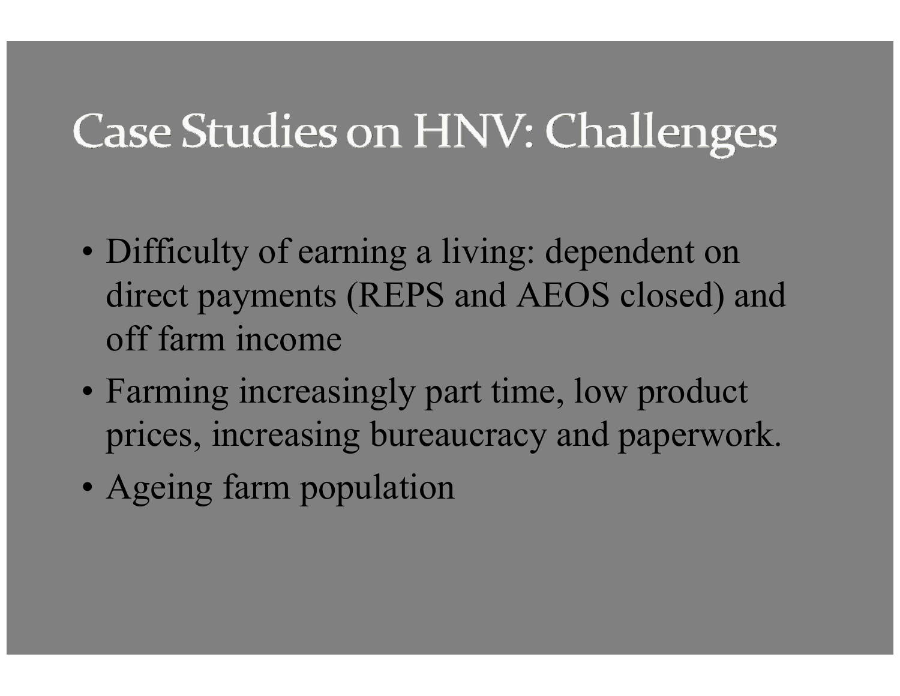# Case Studies on HNV: Challenges

- Difficulty of earning a living: dependent on direct payments (REPS and AEOS closed) and off farm income
- Farming increasingly part time, low product prices, increasing bureaucracy and paperwork.
- Ageing farm population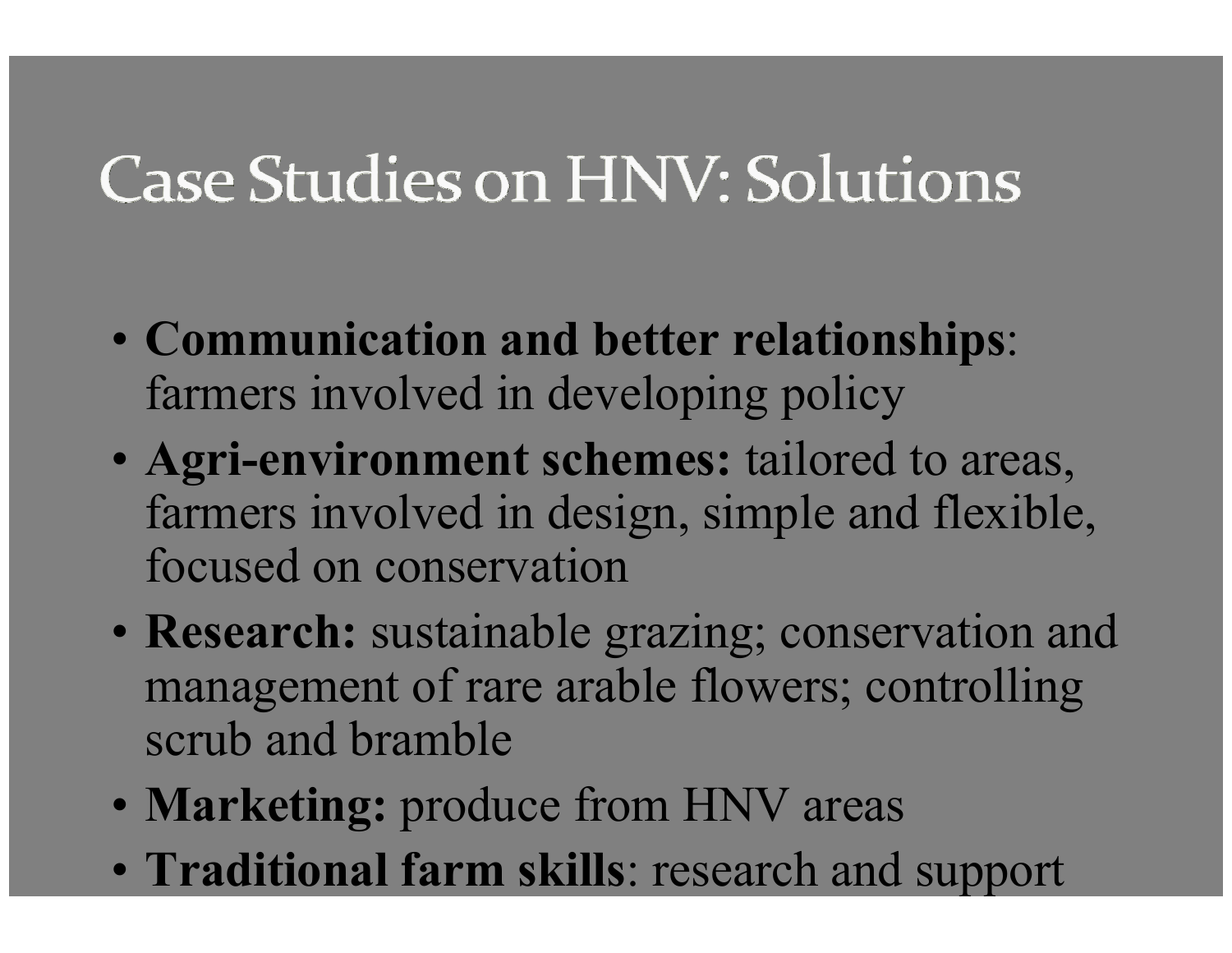# Case Studies on HNV: Solutions

- **Communication and better relationships**: farmers involved in developing policy
- **Agri-environment schemes:** tailored to areas, farmers involved in design, simple and flexible, focused on conservation
- **Research:** sustainable grazing; conservation and management of rare arable flowers; controlling scrub and bramble
- **Marketing:** produce from HNV areas
- **Traditional farm skills**: research and support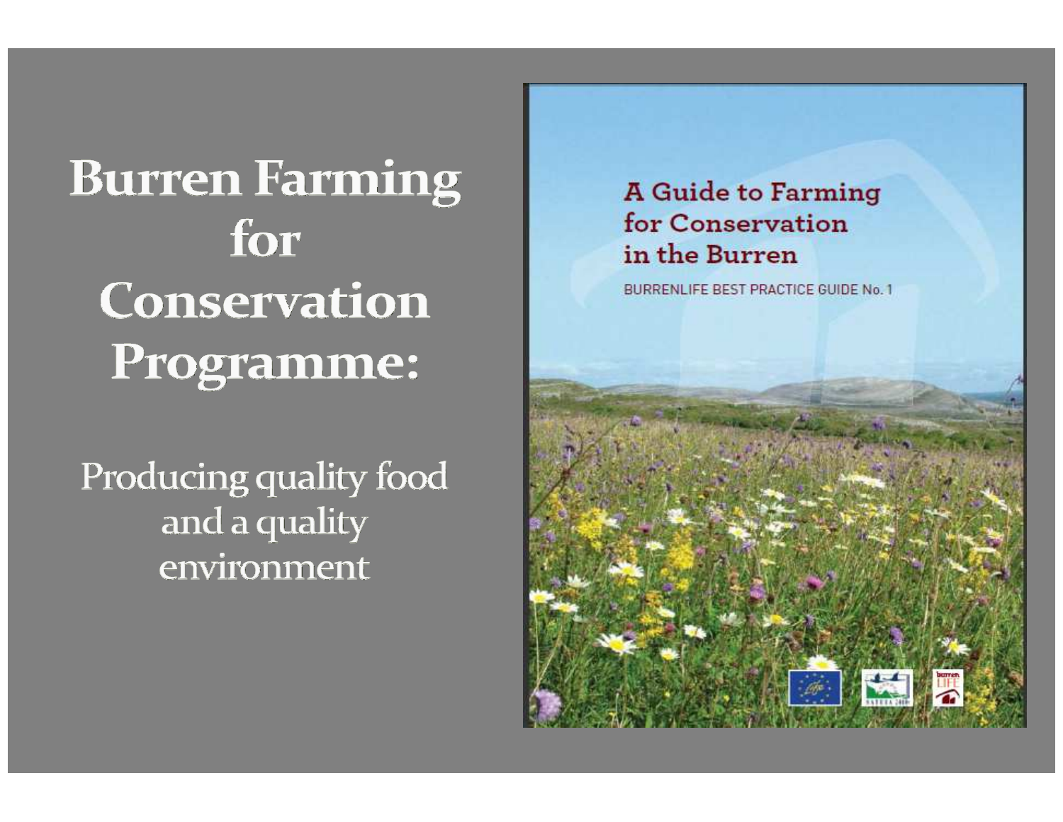# Burren Farming for Conservation Programme:

Producing quality food and a quality environment

A Guide to Farming for Conservation in the Burren

BURRENLIFE BEST PRACTICE GUIDE No. 1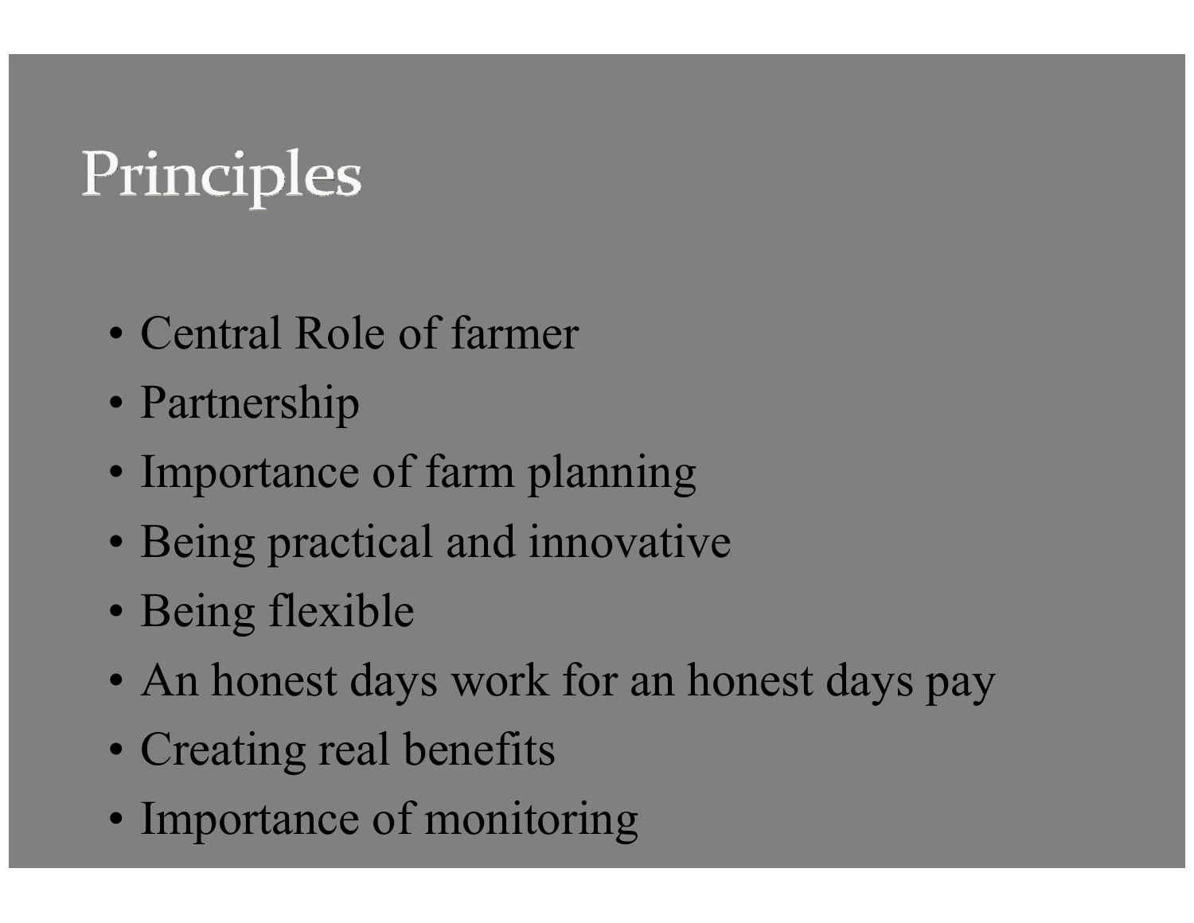# Principles

- Central Role of farmer
- Partnership
- Importance of farm planning
- Being practical and innovative
- Being flexible
- An honest days work for an honest days pay
- Creating real benefits
- Importance of monitoring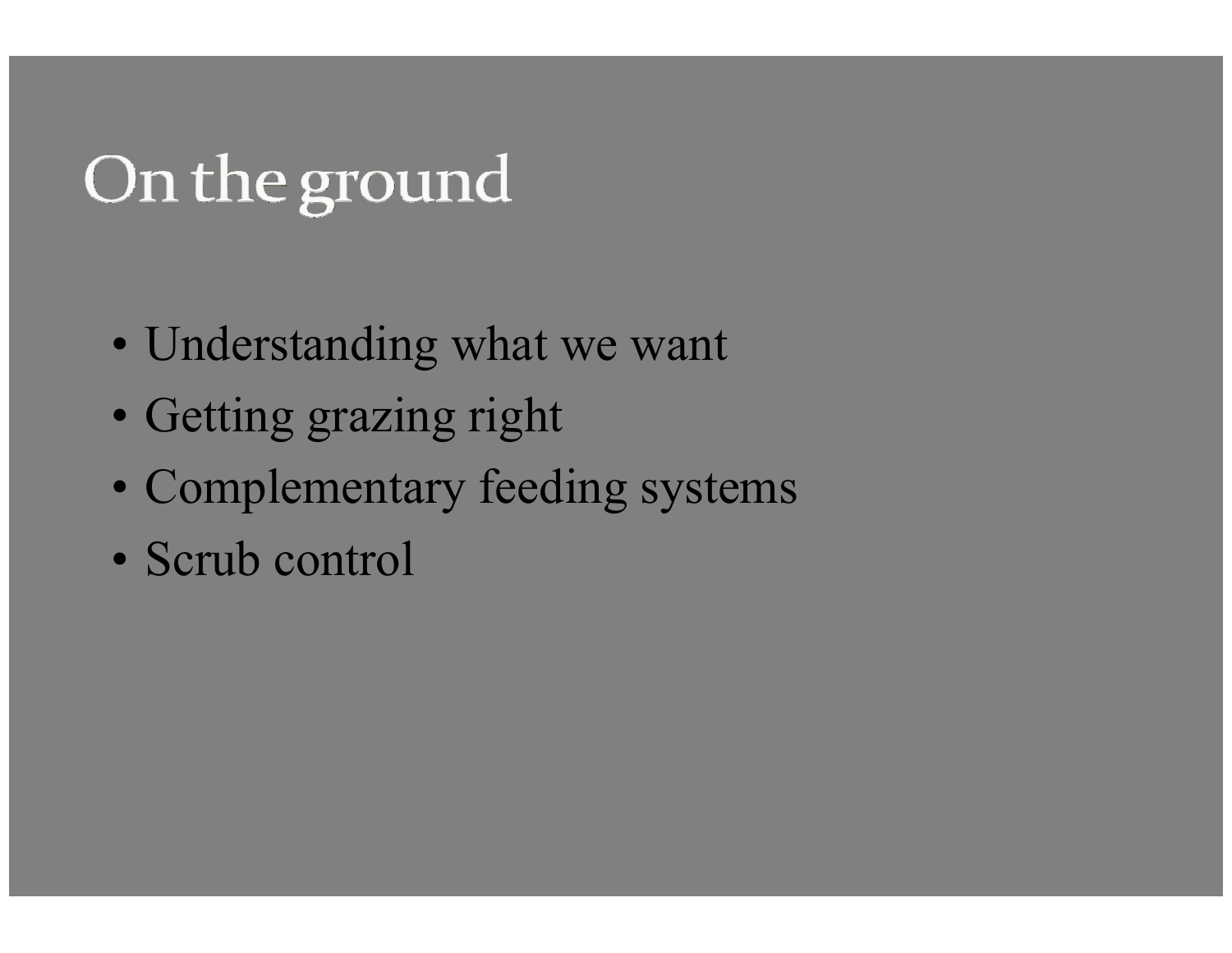# On the ground

- Understanding what we want
- Getting grazing right
- Complementary feeding systems
- Scrub control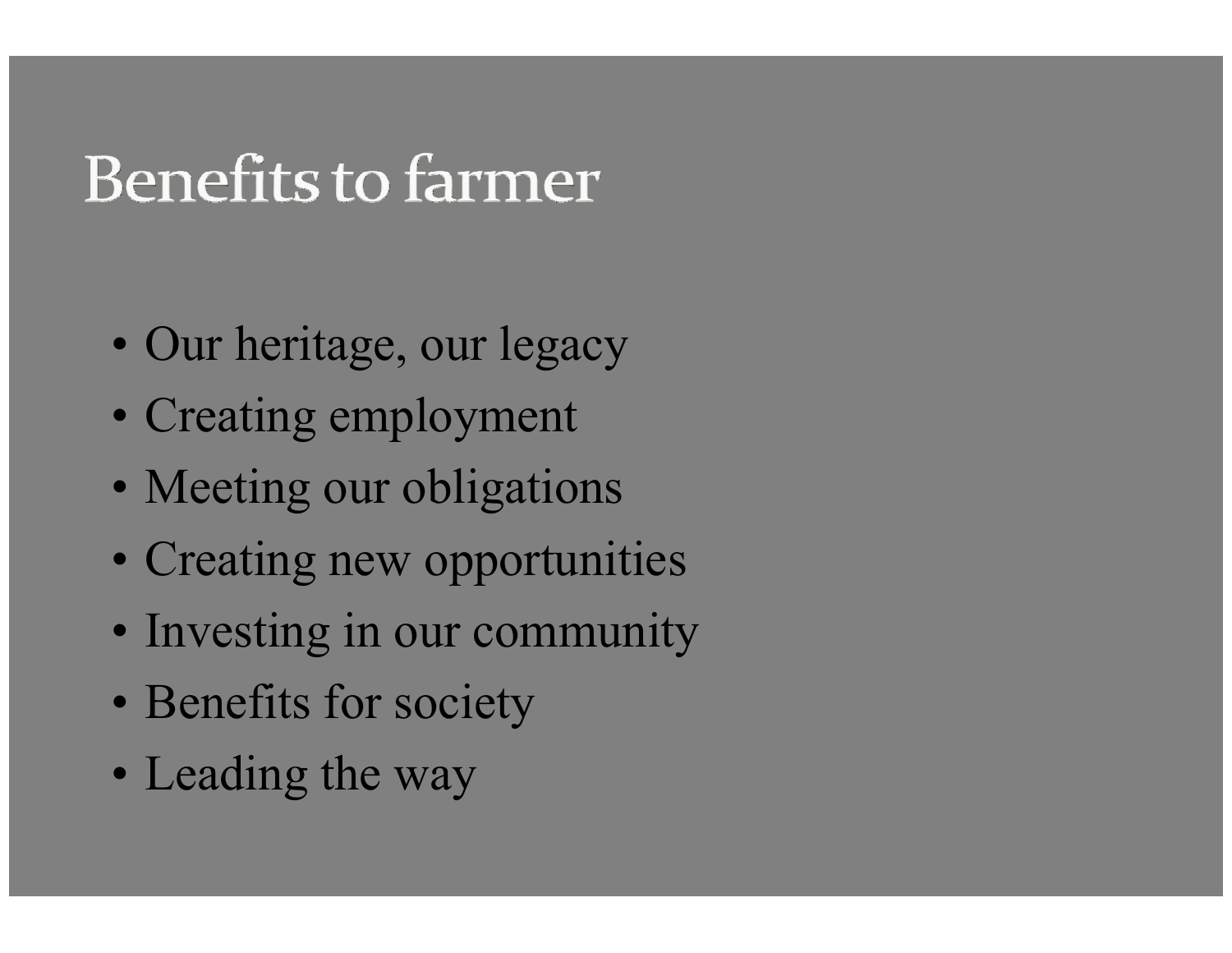# Benefits to farmer

- Our heritage, our legacy
- Creating employment
- Meeting our obligations
- Creating new opportunities
- Investing in our community
- Benefits for society
- Leading the way